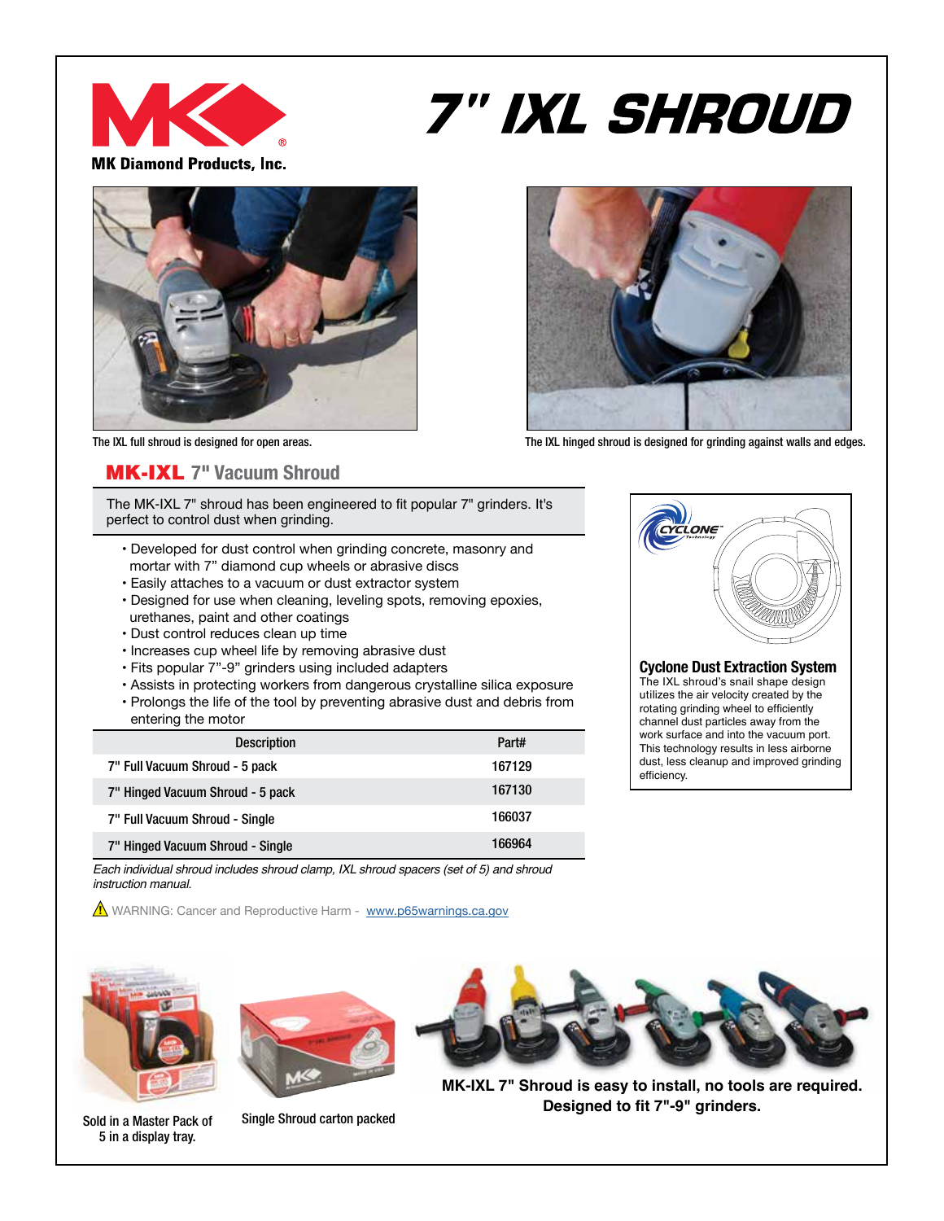MK Diamond Products, Inc.

# 7" IXL SHROUD

The IXL full shroud is designed for open areas.

The IXL hinged shroud is designed for grinding against walls and edges.

## MK-IXL 7" Vacuum Shroud

The MK-IXL 7" shroud has been engineered to fit popular 7" grinders. It's perfect to control dust when grinding.

- Developed for dust control when grinding concrete, masonry and mortar with 7" diamond cup wheels or abrasive discs
- Easily attaches to a vacuum or dust extractor system
- Designed for use when cleaning, leveling spots, removing epoxies, urethanes, paint and other coatings
- Dust control reduces clean up time
- Increases cup wheel life by removing abrasive dust
- Fits popular 7"-9" grinders using included adapters
- Assists in protecting workers from dangerous crystalline silica exposure
- Prolongs the life of the tool by preventing abrasive dust and debris from entering the motor

| Description | Part# |
|---|---|
| 7" Full Vacuum Shroud - 5 pack | 167129 |
| 7" Hinged Vacuum Shroud - 5 pack | 167130 |
| 7" Full Vacuum Shroud - Single | 166037 |
| 7" Hinged Vacuum Shroud - Single | 166964 |

*Each individual shroud includes shroud clamp, IXL shroud spacers (set of 5) and shroud instruction manual.*

⚠ WARNING: Cancer and Reproductive Harm - [www.p65warnings.ca.gov](http://www.p65warnings.ca.gov)

### Cyclone Dust Extraction System

The IXL shroud's snail shape design utilizes the air velocity created by the rotating grinding wheel to efficiently channel dust particles away from the work surface and into the vacuum port. This technology results in less airborne dust, less cleanup and improved grinding efficiency.

Sold in a Master Pack of 5 in a display tray.

Single Shroud carton packed

**MK-IXL 7" Shroud is easy to install, no tools are required. Designed to fit 7"-9" grinders.**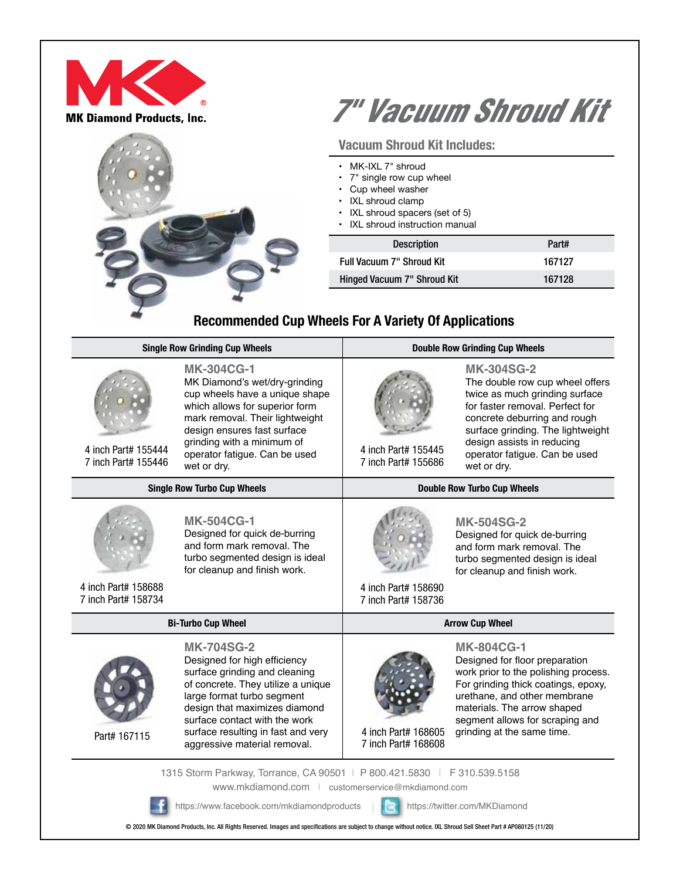MK Diamond Products, Inc.

# 7" Vacuum Shroud Kit

## Vacuum Shroud Kit Includes:

- MK-IXL 7" shroud
- 7" single row cup wheel
- Cup wheel washer
- IXL shroud clamp
- IXL shroud spacers (set of 5)
- IXL shroud instruction manual

| Description | Part# |
|---|---|
| Full Vacuum 7" Shroud Kit | 167127 |
| Hinged Vacuum 7" Shroud Kit | 167128 |

## Recommended Cup Wheels For A Variety Of Applications

### Single Row Grinding Cup Wheels

**MK-304CG-1**

MK Diamond's wet/dry-grinding cup wheels have a unique shape which allows for superior form mark removal. Their lightweight design ensures fast surface grinding with a minimum of operator fatigue. Can be used wet or dry.

4 inch Part# 155444
7 inch Part# 155446

### Double Row Grinding Cup Wheels

**MK-304SG-2**

The double row cup wheel offers twice as much grinding surface for faster removal. Perfect for concrete deburring and rough surface grinding. The lightweight design assists in reducing operator fatigue. Can be used wet or dry.

4 inch Part# 155445
7 inch Part# 155686

### Single Row Turbo Cup Wheels

**MK-504CG-1**

Designed for quick de-burring and form mark removal. The turbo segmented design is ideal for cleanup and finish work.

4 inch Part# 158688
7 inch Part# 158734

### Double Row Turbo Cup Wheels

**MK-504SG-2**

Designed for quick de-burring and form mark removal. The turbo segmented design is ideal for cleanup and finish work.

4 inch Part# 158690
7 inch Part# 158736

### Bi-Turbo Cup Wheel

**MK-704SG-2**

Designed for high efficiency surface grinding and cleaning of concrete. They utilize a unique large format turbo segment design that maximizes diamond surface contact with the work surface resulting in fast and very aggressive material removal.

Part# 167115

### Arrow Cup Wheel

**MK-804CG-1**

Designed for floor preparation work prior to the polishing process. For grinding thick coatings, epoxy, urethane, and other membrane materials. The arrow shaped segment allows for scraping and grinding at the same time.

4 inch Part# 168605
7 inch Part# 168608

1315 Storm Parkway, Torrance, CA 90501 | P 800.421.5830 | F 310.539.5158

www.mkdiamond.com | customerservice@mkdiamond.com

https://www.facebook.com/mkdiamondproducts | https://twitter.com/MKDiamond

© 2020 MK Diamond Products, Inc. All Rights Reserved. Images and specifications are subject to change without notice. IXL Shroud Sell Sheet Part # AP080125 (11/20)